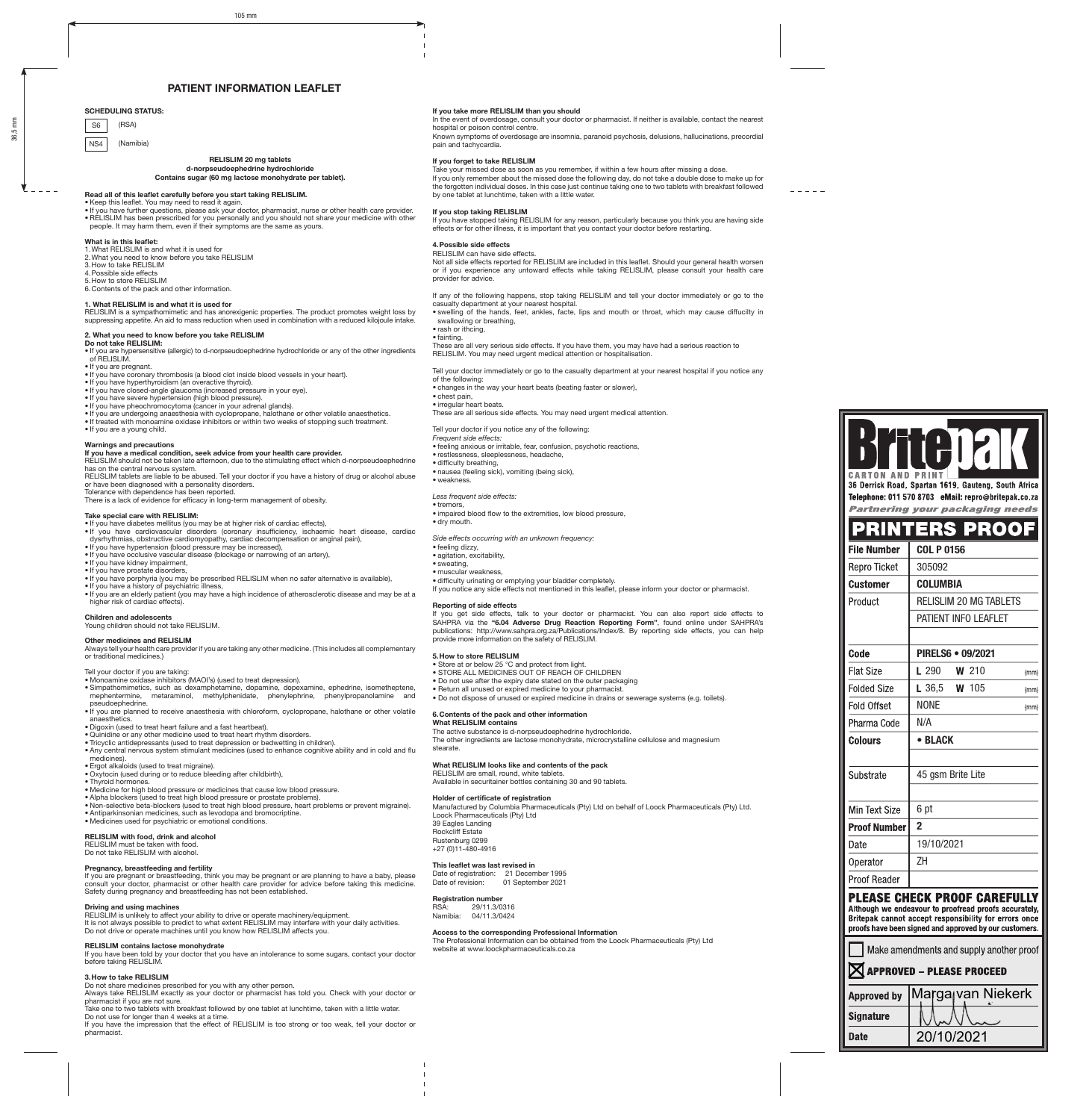# PATIENT INFORMATION LEAFLET

**SCHEDULING STATUS:**

S6 (RSA)

NS4 (Namibia)

**RELISLIM 20 mg tablets**
**d-norpseudoephedrine hydrochloride**
**Contains sugar (60 mg lactose monohydrate per tablet).**

**Read all of this leaflet carefully before you start taking RELISLIM.**

- Keep this leaflet. You may need to read it again.
- If you have further questions, please ask your doctor, pharmacist, nurse or other health care provider.
- RELISLIM has been prescribed for you personally and you should not share your medicine with other people. It may harm them, even if their symptoms are the same as yours.

**What is in this leaflet:**

1. What RELISLIM is and what it is used for
2. What you need to know before you take RELISLIM
3. How to take RELISLIM
4. Possible side effects
5. How to store RELISLIM
6. Contents of the pack and other information.

## 1. What RELISLIM is and what it is used for

RELISLIM is a sympathomimetic and has anorexigenic properties. The product promotes weight loss by suppressing appetite. An aid to mass reduction when used in combination with a reduced kilojoule intake.

## 2. What you need to know before you take RELISLIM

**Do not take RELISLIM:**

- If you are hypersensitive (allergic) to d-norpseudoephedrine hydrochloride or any of the other ingredients of RELISLIM.
- If you are pregnant.
- If you have coronary thrombosis (a blood clot inside blood vessels in your heart).
- If you have hyperthyroidism (an overactive thyroid).
- If you have closed-angle glaucoma (increased pressure in your eye).
- If you have severe hypertension (high blood pressure).
- If you have pheochromocytoma (cancer in your adrenal glands).
- If you are undergoing anaesthesia with cyclopropane, halothane or other volatile anaesthetics.
- If treated with monoamine oxidase inhibitors or within two weeks of stopping such treatment.
- If you are a young child.

**Warnings and precautions**

**If you have a medical condition, seek advice from your health care provider.**

RELISLIM should not be taken late afternoon, due to the stimulating effect which d-norpseudoephedrine has on the central nervous system.

RELISLIM tablets are liable to be abused. Tell your doctor if you have a history of drug or alcohol abuse or have been diagnosed with a personality disorders.

Tolerance with dependence has been reported.

There is a lack of evidence for efficacy in long-term management of obesity.

**Take special care with RELISLIM:**

- If you have diabetes mellitus (you may be at higher risk of cardiac effects),
- If you have cardiovascular disorders (coronary insufficiency, ischaemic heart disease, cardiac dysrhythmias, obstructive cardiomyopathy, cardiac decompensation or anginal pain),
- If you have hypertension (blood pressure may be increased),
- If you have occlusive vascular disease (blockage or narrowing of an artery),
- If you have kidney impairment,
- If you have prostate disorders,
- If you have porphyria (you may be prescribed RELISLIM when no safer alternative is available),
- If you have a history of psychiatric illness,
- If you are an elderly patient (you may have a high incidence of atherosclerotic disease and may be at a higher risk of cardiac effects).

**Children and adolescents**

Young children should not take RELISLIM.

**Other medicines and RELISLIM**

Always tell your health care provider if you are taking any other medicine. (This includes all complementary or traditional medicines.)

Tell your doctor if you are taking:

- Monoamine oxidase inhibitors (MAOI's) (used to treat depression).
- Simpathomimetics, such as dexamphetamine, dopamine, dopexamine, ephedrine, isometheptene, mephentermine, metaraminol, methylphenidate, phenylephrine, phenylpropanolamine and pseudoephedrine.
- If you are planned to receive anaesthesia with chloroform, cyclopropane, halothane or other volatile anaesthetics.
- Digoxin (used to treat heart failure and a fast heartbeat).
- Quinidine or any other medicine used to treat heart rhythm disorders.
- Tricyclic antidepressants (used to treat depression or bedwetting in children).
- Any central nervous system stimulant medicines (used to enhance cognitive ability and in cold and flu medicines).
- Ergot alkaloids (used to treat migraine).
- Oxytocin (used during or to reduce bleeding after childbirth),
- Thyroid hormones.
- Medicine for high blood pressure or medicines that cause low blood pressure.
- Alpha blockers (used to treat high blood pressure or prostate problems).
- Non-selective beta-blockers (used to treat high blood pressure, heart problems or prevent migraine).
- Antiparkinsonian medicines, such as levodopa and bromocriptine.
- Medicines used for psychiatric or emotional conditions.

**RELISLIM with food, drink and alcohol**

RELISLIM must be taken with food.

Do not take RELISLIM with alcohol.

**Pregnancy, breastfeeding and fertility**

If you are pregnant or breastfeeding, think you may be pregnant or are planning to have a baby, please consult your doctor, pharmacist or other health care provider for advice before taking this medicine. Safety during pregnancy and breastfeeding has not been established.

**Driving and using machines**

RELISLIM is unlikely to affect your ability to drive or operate machinery/equipment.

It is not always possible to predict to what extent RELISLIM may interfere with your daily activities.

Do not drive or operate machines until you know how RELISLIM affects you.

**RELISLIM contains lactose monohydrate**

If you have been told by your doctor that you have an intolerance to some sugars, contact your doctor before taking RELISLIM.

## 3. How to take RELISLIM

Do not share medicines prescribed for you with any other person.

Always take RELISLIM exactly as your doctor or pharmacist has told you. Check with your doctor or pharmacist if you are not sure.

Take one to two tablets with breakfast followed by one tablet at lunchtime, taken with a little water.

Do not use for longer than 4 weeks at a time.

If you have the impression that the effect of RELISLIM is too strong or too weak, tell your doctor or pharmacist.

**If you take more RELISLIM than you should**

In the event of overdosage, consult your doctor or pharmacist. If neither is available, contact the nearest hospital or poison control centre.

Known symptoms of overdosage are insomnia, paranoid psychosis, delusions, hallucinations, precordial pain and tachycardia.

**If you forget to take RELISLIM**

Take your missed dose as soon as you remember, if within a few hours after missing a dose.

If you only remember about the missed dose the following day, do not take a double dose to make up for the forgotten individual doses. In this case just continue taking one to two tablets with breakfast followed by one tablet at lunchtime, taken with a little water.

**If you stop taking RELISLIM**

If you have stopped taking RELISLIM for any reason, particularly because you think you are having side effects or for other illness, it is important that you contact your doctor before restarting.

## 4. Possible side effects

RELISLIM can have side effects.

Not all side effects reported for RELISLIM are included in this leaflet. Should your general health worsen or if you experience any untoward effects while taking RELISLIM, please consult your health care provider for advice.

If any of the following happens, stop taking RELISLIM and tell your doctor immediately or go to the casualty department at your nearest hospital.

- swelling of the hands, feet, ankles, facte, lips and mouth or throat, which may cause difficulty in swallowing or breathing,
- rash or ithcing,
- fainting.

These are all very serious side effects. If you have them, you may have had a serious reaction to RELISLIM. You may need urgent medical attention or hospitalisation.

Tell your doctor immediately or go to the casualty department at your nearest hospital if you notice any of the following:

- changes in the way your heart beats (beating faster or slower),
- chest pain,
- irregular heart beats.

These are all serious side effects. You may need urgent medical attention.

Tell your doctor if you notice any of the following:

*Frequent side effects:*

- feeling anxious or irritable, fear, confusion, psychotic reactions,
- restlessness, sleeplessness, headache,
- difficulty breathing,
- nausea (feeling sick), vomiting (being sick),
- weakness.

*Less frequent side effects:*

- tremors,
- impaired blood flow to the extremities, low blood pressure,
- dry mouth.

*Side effects occurring with an unknown frequency:*

- feeling dizzy,
- agitation, excitability,
- sweating,
- muscular weakness,
- difficulty urinating or emptying your bladder completely.

If you notice any side effects not mentioned in this leaflet, please inform your doctor or pharmacist.

**Reporting of side effects**

If you get side effects, talk to your doctor or pharmacist. You can also report side effects to SAHPRA via the **"6.04 Adverse Drug Reaction Reporting Form"**, found online under SAHPRA's publications: http://www.sahpra.org.za/Publications/Index/8. By reporting side effects, you can help provide more information on the safety of RELISLIM.

## 5. How to store RELISLIM

- Store at or below 25 °C and protect from light.
- STORE ALL MEDICINES OUT OF REACH OF CHILDREN
- Do not use after the expiry date stated on the outer packaging
- Return all unused or expired medicine to your pharmacist.
- Do not dispose of unused or expired medicine in drains or sewerage systems (e.g. toilets).

## 6. Contents of the pack and other information

**What RELISLIM contains**

The active substance is d-norpseudoephedrine hydrochloride.

The other ingredients are lactose monohydrate, microcrystalline cellulose and magnesium stearate.

**What RELISLIM looks like and contents of the pack**

RELISLIM are small, round, white tablets.

Available in securitainer bottles containing 30 and 90 tablets.

**Holder of certificate of registration**

Manufactured by Columbia Pharmaceuticals (Pty) Ltd on behalf of Loock Pharmaceuticals (Pty) Ltd.

Loock Pharmaceuticals (Pty) Ltd
39 Eagles Landing
Rockcliff Estate
Rustenburg 0299
+27 (0)11-480-4916

**This leaflet was last revised in**

Date of registration: 21 December 1995
Date of revision: 01 September 2021

**Registration number**

RSA: 29/11.3/0316
Namibia: 04/11.3/0424

**Access to the corresponding Professional Information**

The Professional Information can be obtained from the Loock Pharmaceuticals (Pty) Ltd website at www.loockpharmaceuticals.co.za

---

**Britepak**
CARTON AND PRINT
36 Derrick Road, Spartan 1619, Gauteng, South Africa
Telephone: 011 570 8703 eMail: repro@britepak.co.za
*Partnering your packaging needs*

**PRINTERS PROOF**

| | |
|---|---|
| File Number | COL P 0156 |
| Repro Ticket | 305092 |
| Customer | COLUMBIA |
| Product | RELISLIM 20 MG TABLETS |
| | PATIENT INFO LEAFLET |
| Code | PIRELS6 • 09/2021 |
| Flat Size | L 290 W 210 (mm) |
| Folded Size | L 36,5 W 105 (mm) |
| Fold Offset | NONE (mm) |
| Pharma Code | N/A |
| Colours | • BLACK |
| Substrate | 45 gsm Brite Lite |
| Min Text Size | 6 pt |
| Proof Number | 2 |
| Date | 19/10/2021 |
| Operator | ZH |
| Proof Reader | |

**PLEASE CHECK PROOF CAREFULLY**
Although we endeavour to proofread proofs accurately, Britepak cannot accept responsibility for errors once proofs have been signed and approved by our customers.

☐ Make amendments and supply another proof

☒ **APPROVED – PLEASE PROCEED**

| | |
|---|---|
| Approved by | Marga van Niekerk |
| Signature | |
| Date | 20/10/2021 |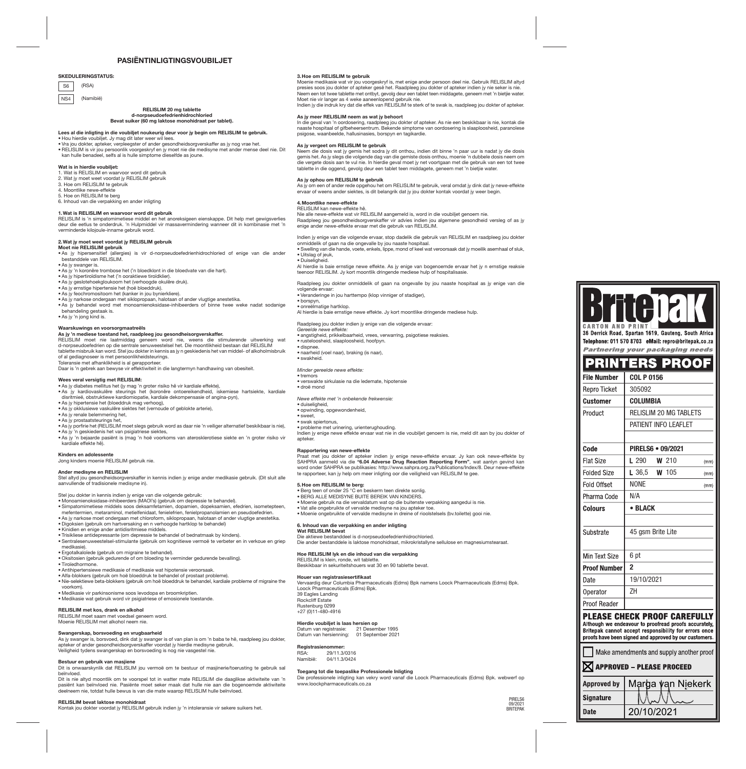# PASIËNTINLIGTINGSVOUBILJET

**SKEDULERINGSTATUS:**

S6 (RSA)

NS4 (Namibië)

**RELISLIM 20 mg tablette**
**d-norpseudoefedrienhidrochloried**
**Bevat suiker (60 mg laktose monohidraat per tablet).**

**Lees al die inligting in die voubiljet noukeurig deur voor jy begin om RELISLIM te gebruik.**

- Hou hierdie voubiljet. Jy mag dit later weer wil lees.
- Vra jou dokter, apteker, verpleegster of ander gesondheidsorgverskaffer as jy nog vrae het.
- RELISLIM is vir jou persoonlik voorgeskryf en jy moet nie die medisyne met ander mense deel nie. Dit kan hulle benadeel, selfs al is hulle simptome dieselfde as joune.

**Wat is in hierdie voubiljet:**

1. Wat is RELISLIM en waarvoor word dit gebruik
2. Wat jy moet weet voordat jy RELISLIM gebruik
3. Hoe om RELISLIM te gebruik
4. Moontlike newe-effekte
5. Hoe on RELISLIM te berg
6. Inhoud van die verpakking en ander inligting

## 1. Wat is RELISLIM en waarvoor word dit gebruik

RELISLIM is 'n simpatomimetiese middel en het anoreksigeen eienskappe. Dit help met gewigsverlies deur die eetlus te onderdruk. 'n Hulpmiddel vir massavermindering wanneer dit in kombinasie met 'n verminderde kiloJoule-inname gebruik word.

## 2. Wat jy moet weet voordat jy RELISLIM gebruik

**Moet nie RELISLIM gebruik**

- As jy hipersensitief (allergies) is vir d-norpseudoefedrienhidrochloried of enige van die ander bestanddele van RELISLIM.
- As jy swanger is.
- As jy 'n koronêre trombose het ('n bloedklont in die bloedvate van die hart).
- As jy hipertiroïdisme het ('n ooraktiewe tiroïdklier).
- As jy geslotehoekgloukoom het (verhoogde okulêre druk).
- As jy ernstige hipertensie het (hoë bloeddruk).
- As jy feochromositoom het (kanker in jou byniersliere).
- As jy narkose ondergaan met siklopropaan, halotaan of ander vlugtige anestetika.
- As jy behandel word met monoamienoksidase-inhibeerders of binne twee weke nadat sodanige behandeling gestaak is.
- As jy 'n jong kind is.

**Waarskuwings en voorsorgmaatreëls**

**As jy 'n mediese toestand het, raadpleeg jou gesondheisorgverskaffer.**

RELISLIM moet nie laatmiddag geneem word nie, weens die stimulerende uitwerking wat d-norpseudoefedrien op die sentrale senuweestelsel het. Die moontlikheid bestaan dat RELISLIM tablette misbruik kan word. Stel jou dokter in kennis as jy n geskiedenis het van middel- of alkoholmisbruik of al gediagnoseer is met persoonlikheidsteurings.

Toleransie met afhanklikheid is al gerapporteer.

Daar is 'n gebrek aan bewyse vir effektiwiteit in die langtermyn handhawing van obesiteit.

**Wees veral versigtig met RELISLIM:**

- As jy diabetes mellitus het (jy mag 'n groter risiko hê vir kardiale effekte),
- As jy kardiovaskulêre steurings het (koronêre ontoereikendheid, iskemiese hartsiekte, kardiale disritmieë, obstruktiewe kardiomiopatie, kardiale dekompensasie of angina-pyn),
- As jy hipertensie het (bloeddruk mag verhoog),
- As jy okklusiewe vaskulêre siektes het (vernoude of geblokte arterie),
- As jy renale belemmering het,
- As jy prostaatsteurings het,
- As jy porfirie het (RELISLIM moet slegs gebruik word as daar nie 'n veiliger alternatief beskikbaar is nie),
- As jy 'n geskiedenis het van psigiatriese siektes,
- As jy 'n bejaarde pasiënt is (mag 'n hoë voorkoms van aterosklerotiese siekte en 'n groter risiko vir kardiale effekte hê).

**Kinders en adolessente**

Jong kinders moenie RELISLIM gebruik nie.

**Ander medisyne en RELISLIM**

Stel altyd jou gesondheidsorgverskaffer in kennis indien jy enige ander medikasie gebruik. (Dit sluit alle aanvullende of tradisionele medisyne in).

Stel jou dokter in kennis indien jy enige van die volgende gebruik:

- Monoamienoksidase-inhibeerders (MAOI's) (gebruik om depressie te behandel).
- Simpatomimetiese middels soos deksamfetamien, dopamien, dopeksamien, efedrien, isometepteen, mefentermien, metaraminol, metielfenidaat, fenielefrien, fenielpropanolamien en pseudoefedrien.
- As jy narkose moet ondergaan met chloroform, siklopropaan, halotaan of ander vlugtige anestetika.
- Digoksien (gebruik om hartversaking en n verhoogde hartklop te behandel)
- Kinidien en enige ander antidisritmiese middels.
- Trisikliese antidepressante (om depressie te behandel of bednatmaak by kinders).
- Sentralesenuweestelsel-stimulante (gebruik om kognitiewe vermoë te verbeter en in verkoue en griep medikasie).
- Ergotalkaloïede (gebruik om migraine te behandel).
- Oksitosien (gebruik gedurende of om bloeding te verminder gedurende bevalling).
- Tiroïedhormone.
- Antihipertensiewe medikasie of medikasie wat hipotensie veroorsaak.
- Alfa-blokkers (gebruik om hoë bloeddruk te behandel of prostaat probleme).
- Nie-selektiewe beta-blokkers (gebruik om hoë bloeddruk te behandel, kardiale probleme of migraine the voorkom).
- Medikasie vir parkinsonisme soos levodopa en broomkriptien.
- Medikasie wat gebruik word vir psigiatriese of emosionele toestande.

**RELISLIM met kos, drank en alkohol**

RELISLIM moet saam met voedsel geneem word.

Moenie RELISLIM met alkohol neem nie.

**Swangerskap, borsvoeding en vrugbaarheid**

As jy swanger is, borsvoed, dink dat jy swanger is of van plan is om 'n baba te hê, raadpleeg jou dokter, apteker of ander gesondheidsorgverskaffer voordat jy hierdie medisyne gebruik.

Veiligheid tydens swangerskap en borsvoeding is nog nie vasgestel nie.

**Bestuur en gebruik van masjiene**

Dit is onwaarskynlik dat RELISLIM jou vermoë om te bestuur of masjinerie/toerusting te gebruik sal beïnvloed.

Dit is nie altyd moontlik om te voorspel tot in watter mate RELISLIM die daaglikse aktiwiteite van 'n pasiënt kan beïnvloed nie. Pasiënte moet seker maak dat hulle nie aan die bogenoemde aktiwiteite deelneem nie, totdat hulle bewus is van die mate waarop RELISLIM hulle beïnvloed.

**RELISLIM bevat laktose monohidraat**

Kontak jou dokter voordat jy RELISLIM gebruik indien jy 'n intoleransie vir sekere suikers het.

## 3. Hoe om RELISLIM te gebruik

Moenie medikasie wat vir jou voorgeskryf is, met enige ander persoon deel nie. Gebruik RELISLIM altyd presies soos jou dokter of apteker gesê het. Raadpleeg jou dokter of apteker indien jy nie seker is nie. Neem een tot twee tablette met ontbyt, gevolg deur een tablet teen middagete, geneem met 'n bietjie water. Moet nie vir langer as 4 weke aaneenlopend gebruik nie.

Indien jy die indruk kry dat die effek van RELISLIM te sterk of te swak is, raadpleeg jou dokter of apteker.

**As jy meer RELISLIM neem as wat jy behoort**

In die geval van 'n oordosering, raadpleeg jou dokter of apteker. As nie een beskikbaar is nie, kontak die naaste hospitaal of gifbeheersentrum. Bekende simptome van oordosering is slaaploosheid, paranoïese psigose, waanbeelde, hallusinasies, borspyn en tagikardie.

**As jy vergeet om RELISLIM te gebruik**

Neem die dosis wat jy gemis het sodra jy dit onthou, indien dit binne 'n paar uur is nadat jy die dosis gemis het. As jy slegs die volgende dag van die gemiste dosis onthou, moenie 'n dubbele dosis neem om die vergete dosis aan te vul nie. In hierdie geval moet jy net voortgaan met die gebruik van een tot twee tablette in die oggend, gevolg deur een tablet teen middagete, geneem met 'n bietjie water.

**As jy ophou om RELISLIM te gebruik**

As jy om een of ander rede opgehou het om RELISLIM te gebruik, veral omdat jy dink dat jy newe-effekte ervaar of weens ander siektes, is dit belangrik dat jy jou dokter kontak voordat jy weer begin.

## 4. Moontlike newe-effekte

RELISLIM kan newe-effekte hê.

Nie alle newe-effekte wat vir RELISLIM aangemeld is, word in die voubiljet genoem nie.

Raadpleeg jou gesondheidsorgverskaffer vir advies indien jou algemene gesondheid versleg of as jy enige ander newe-effekte ervaar met die gebruik van RELISLIM.

Indien jy enige van die volgende ervaar, stop dadelik die gebruik van RELISLIM en raadpleeg jou dokter onmiddelik of gaan na die ongevalle by jou naaste hospitaal.

- Swelling van die hande, voete, enkels, lippe, mond of keel wat veroorsaak dat jy moeilik asemhaal of sluk,
- Uitslag of jeuk,
- Duiseligheid.

Al hierdie is baie ernstige newe effekte. As jy enige van bogenoemde ervaar het jy n ernstige reaksie teenoor RELISLIM. Jy kort moontlik dringende mediese hulp of hospitalisasie.

Raadpleeg jou dokter onmiddelik of gaan na ongevalle by jou naaste hospitaal as jy enige van die volgende ervaar:

- Veranderinge in jou harttempo (klop vinniger of stadiger),
- borspyn,
- onreëlmatige hartklop.

Al hierdie is baie ernstige newe-effekte. Jy kort moontlik dringende mediese hulp.

Raadpleeg jou dokter indien jy enige van die volgende ervaar:

*Gereelde newe effekte:*

- angstigheid, prikkelbaarheid, vrees, verwarring, psigotiese reaksies.
- rusteloosheid, slaaploosheid, hoofpyn.
- dispnee.
- naarheid (voel naar), braking (is naar),
- swakheid.

*Minder gereelde newe effekte:*

- tremors
- verswakte sirkulasie na die ledemate, hipotensie
- droë mond

*Newe effekte met 'n onbekende frekwensie:*

- duiseligheid,
- opwinding, opgewondenheid,
- sweet,
- swak spiertonus,
- probleme met urinering, urienterughouding.

Indien jy enige newe effekte ervaar wat nie in die voubiljet genoem is nie, meld dit aan by jou dokter of apteker.

**Rapportering van newe-effekte**

Praat met jou dokter of apteker indien jy enige newe-effekte ervaar. Jy kan ook newe-effekte by SAHPRA aanmeld via die **"6.04 Adverse Drug Reaction Reporting Form"**, wat aanlyn gevind kan word onder SAHPRA se publikasies: http://www.sahpra.org.za/Publications/Index/8. Deur newe-effekte te rapporteer, kan jy help om meer inligting oor die veiligheid van RELISLIM te gee.

## 5. Hoe om RELISLIM te berg:

- Berg teen of onder 25 °C en beskerm teen direkte sonlig.
- BERG ALLE MEDISYNE BUITE BEREIK VAN KINDERS.
- Moenie gebruik na die vervaldatum wat op die buitenste verpakking aangedui is nie.
- Vat alle ongebruikte of vervalde medisyne na jou apteker toe.
- Moenie ongebruikte of vervalde medisyne in dreine of rioolstelsels (bv.toilette) gooi nie.

## 6. Inhoud van die verpakking en ander inligting

**Wat RELISLIM bevat**

Die aktiewe bestanddeel is d-norpseudoefedrienhidrochloried.

Die ander bestanddele is laktose monohidraat, mikrokristallyne sellulose en magnesiumstearaat.

**Hoe RELISLIM lyk en die inhoud van die verpakking**

RELISLIM is klein, ronde, wit tablette.

Beskikbaar in sekuriteitshouers wat 30 en 90 tablette bevat.

**Houer van registrasiesertifikaat**

Vervaardig deur Columbia Pharmaceuticals (Edms) Bpk namens Loock Pharmaceuticals (Edms) Bpk.
Loock Pharmaceuticals (Edms) Bpk.
39 Eagles Landing
Rockcliff Estate
Rustenburg 0299
+27 (0)11-480-4916

**Hierdie voubiljet is laas hersien op**

Datum van registrasie: 21 Desember 1995
Datum van hersienning: 01 September 2021

**Registrasienommer:**

RSA: 29/11.3/0316
Namibië: 04/11.3/0424

**Toegang tot die toepaslike Professionele Inligting**

Die professionele inligting kan vekry word vanaf die Loock Pharmaceuticals (Edms) Bpk. webwerf op www.loockpharmaceuticals.co.za

PIRELS6
09/2021
BRITEPAK

**Britepak** CARTON AND PRINT
36 Derrick Road, Spartan 1619, Gauteng, South Africa
Telephone: 011 570 8703 eMail: repro@britepak.co.za
*Partnering your packaging needs*

**PRINTERS PROOF**

| | |
|---|---|
| File Number | COL P 0156 |
| Repro Ticket | 305092 |
| Customer | COLUMBIA |
| Product | RELISLIM 20 MG TABLETS<br>PATIENT INFO LEAFLET |
| Code | PIRELS6 • 09/2021 |
| Flat Size | L 290 W 210 (mm) |
| Folded Size | L 36,5 W 105 (mm) |
| Fold Offset | NONE (mm) |
| Pharma Code | N/A |
| Colours | • BLACK |
| Substrate | 45 gsm Brite Lite |
| Min Text Size | 6 pt |
| Proof Number | 2 |
| Date | 19/10/2021 |
| Operator | ZH |
| Proof Reader | |

**PLEASE CHECK PROOF CAREFULLY**
Although we endeavour to proofread proofs accurately, Britepak cannot accept responsibility for errors once proofs have been signed and approved by our customers.

☐ Make amendments and supply another proof

☒ **APPROVED – PLEASE PROCEED**

| | |
|---|---|
| Approved by | Marga van Niekerk |
| Signature | |
| Date | 20/10/2021 |